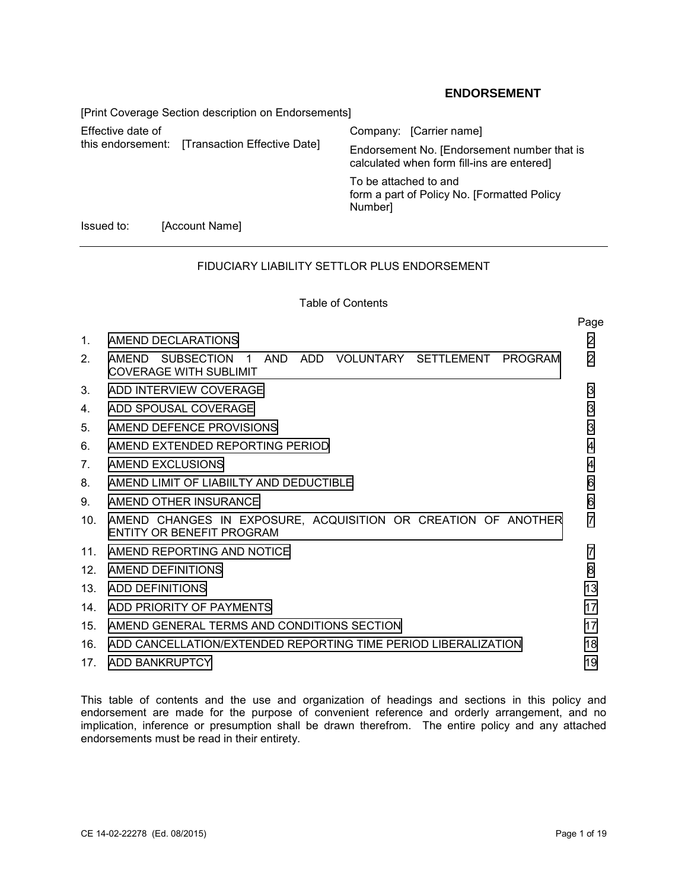# ENDORSEMENT

[Print Coverage Section description on Endorsements]

| | |
|---|---|
| Effective date of this endorsement: [Transaction Effective Date] | Company: [Carrier name] |
| | Endorsement No. [Endorsement number that is calculated when form fill-ins are entered] |
| | To be attached to and form a part of Policy No. [Formatted Policy Number] |

Issued to: [Account Name]

---

## FIDUCIARY LIABILITY SETTLOR PLUS ENDORSEMENT

### Table of Contents

| | | Page |
|---|---|---|
| 1. | AMEND DECLARATIONS | 2 |
| 2. | AMEND SUBSECTION 1 AND ADD VOLUNTARY SETTLEMENT PROGRAM COVERAGE WITH SUBLIMIT | 2 |
| 3. | ADD INTERVIEW COVERAGE | 3 |
| 4. | ADD SPOUSAL COVERAGE | 3 |
| 5. | AMEND DEFENCE PROVISIONS | 3 |
| 6. | AMEND EXTENDED REPORTING PERIOD | 4 |
| 7. | AMEND EXCLUSIONS | 4 |
| 8. | AMEND LIMIT OF LIABIILTY AND DEDUCTIBLE | 6 |
| 9. | AMEND OTHER INSURANCE | 6 |
| 10. | AMEND CHANGES IN EXPOSURE, ACQUISITION OR CREATION OF ANOTHER ENTITY OR BENEFIT PROGRAM | 7 |
| 11. | AMEND REPORTING AND NOTICE | 7 |
| 12. | AMEND DEFINITIONS | 8 |
| 13. | ADD DEFINITIONS | 13 |
| 14. | ADD PRIORITY OF PAYMENTS | 17 |
| 15. | AMEND GENERAL TERMS AND CONDITIONS SECTION | 17 |
| 16. | ADD CANCELLATION/EXTENDED REPORTING TIME PERIOD LIBERALIZATION | 18 |
| 17. | ADD BANKRUPTCY | 19 |

This table of contents and the use and organization of headings and sections in this policy and endorsement are made for the purpose of convenient reference and orderly arrangement, and no implication, inference or presumption shall be drawn therefrom. The entire policy and any attached endorsements must be read in their entirety.

CE 14-02-22278 (Ed. 08/2015)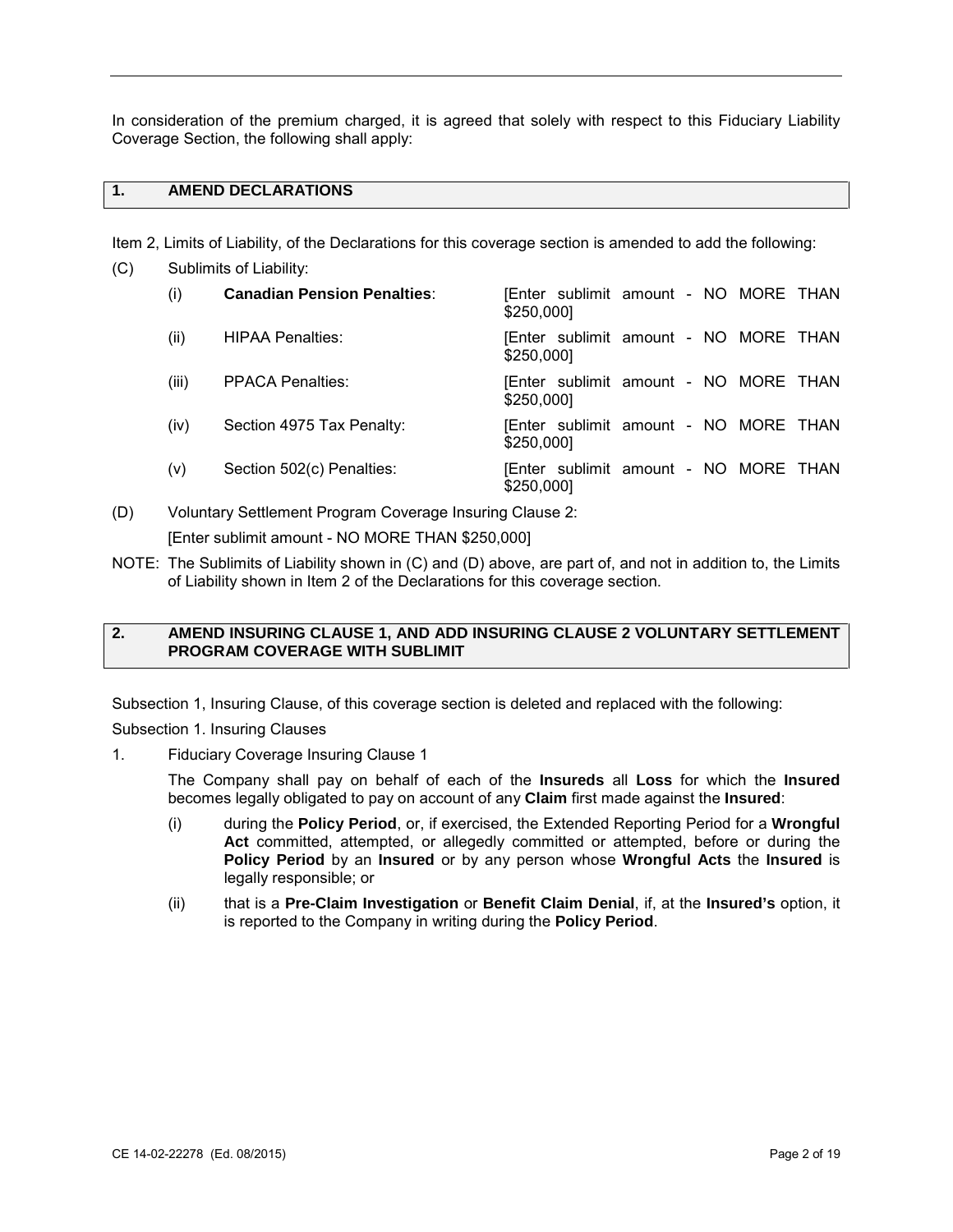In consideration of the premium charged, it is agreed that solely with respect to this Fiduciary Liability Coverage Section, the following shall apply:

## 1. AMEND DECLARATIONS

Item 2, Limits of Liability, of the Declarations for this coverage section is amended to add the following:

(C) Sublimits of Liability:

| | | |
|---|---|---|
| (i) | **Canadian Pension Penalties**: | [Enter sublimit amount - NO MORE THAN $250,000] |
| (ii) | HIPAA Penalties: | [Enter sublimit amount - NO MORE THAN $250,000] |
| (iii) | PPACA Penalties: | [Enter sublimit amount - NO MORE THAN $250,000] |
| (iv) | Section 4975 Tax Penalty: | [Enter sublimit amount - NO MORE THAN $250,000] |
| (v) | Section 502(c) Penalties: | [Enter sublimit amount - NO MORE THAN $250,000] |

(D) Voluntary Settlement Program Coverage Insuring Clause 2:

[Enter sublimit amount - NO MORE THAN $250,000]

NOTE: The Sublimits of Liability shown in (C) and (D) above, are part of, and not in addition to, the Limits of Liability shown in Item 2 of the Declarations for this coverage section.

## 2. AMEND INSURING CLAUSE 1, AND ADD INSURING CLAUSE 2 VOLUNTARY SETTLEMENT PROGRAM COVERAGE WITH SUBLIMIT

Subsection 1, Insuring Clause, of this coverage section is deleted and replaced with the following:

Subsection 1. Insuring Clauses

1. Fiduciary Coverage Insuring Clause 1

   The Company shall pay on behalf of each of the **Insureds** all **Loss** for which the **Insured** becomes legally obligated to pay on account of any **Claim** first made against the **Insured**:

   (i) during the **Policy Period**, or, if exercised, the Extended Reporting Period for a **Wrongful Act** committed, attempted, or allegedly committed or attempted, before or during the **Policy Period** by an **Insured** or by any person whose **Wrongful Acts** the **Insured** is legally responsible; or

   (ii) that is a **Pre-Claim Investigation** or **Benefit Claim Denial**, if, at the **Insured's** option, it is reported to the Company in writing during the **Policy Period**.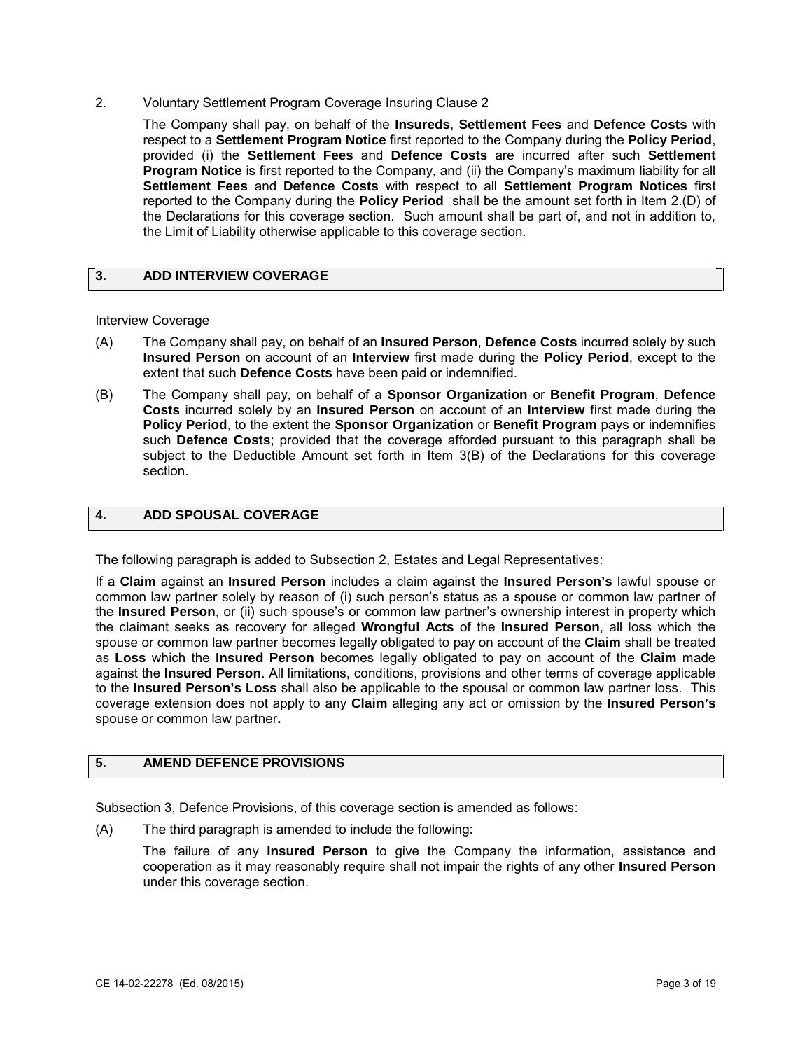2. Voluntary Settlement Program Coverage Insuring Clause 2

   The Company shall pay, on behalf of the **Insureds**, **Settlement Fees** and **Defence Costs** with respect to a **Settlement Program Notice** first reported to the Company during the **Policy Period**, provided (i) the **Settlement Fees** and **Defence Costs** are incurred after such **Settlement Program Notice** is first reported to the Company, and (ii) the Company's maximum liability for all **Settlement Fees** and **Defence Costs** with respect to all **Settlement Program Notices** first reported to the Company during the **Policy Period** shall be the amount set forth in Item 2.(D) of the Declarations for this coverage section. Such amount shall be part of, and not in addition to, the Limit of Liability otherwise applicable to this coverage section.

## 3. ADD INTERVIEW COVERAGE

Interview Coverage

(A) The Company shall pay, on behalf of an **Insured Person**, **Defence Costs** incurred solely by such **Insured Person** on account of an **Interview** first made during the **Policy Period**, except to the extent that such **Defence Costs** have been paid or indemnified.

(B) The Company shall pay, on behalf of a **Sponsor Organization** or **Benefit Program**, **Defence Costs** incurred solely by an **Insured Person** on account of an **Interview** first made during the **Policy Period**, to the extent the **Sponsor Organization** or **Benefit Program** pays or indemnifies such **Defence Costs**; provided that the coverage afforded pursuant to this paragraph shall be subject to the Deductible Amount set forth in Item 3(B) of the Declarations for this coverage section.

## 4. ADD SPOUSAL COVERAGE

The following paragraph is added to Subsection 2, Estates and Legal Representatives:

If a **Claim** against an **Insured Person** includes a claim against the **Insured Person's** lawful spouse or common law partner solely by reason of (i) such person's status as a spouse or common law partner of the **Insured Person**, or (ii) such spouse's or common law partner's ownership interest in property which the claimant seeks as recovery for alleged **Wrongful Acts** of the **Insured Person**, all loss which the spouse or common law partner becomes legally obligated to pay on account of the **Claim** shall be treated as **Loss** which the **Insured Person** becomes legally obligated to pay on account of the **Claim** made against the **Insured Person**. All limitations, conditions, provisions and other terms of coverage applicable to the **Insured Person's Loss** shall also be applicable to the spousal or common law partner loss. This coverage extension does not apply to any **Claim** alleging any act or omission by the **Insured Person's** spouse or common law partner**.**

## 5. AMEND DEFENCE PROVISIONS

Subsection 3, Defence Provisions, of this coverage section is amended as follows:

(A) The third paragraph is amended to include the following:

   The failure of any **Insured Person** to give the Company the information, assistance and cooperation as it may reasonably require shall not impair the rights of any other **Insured Person** under this coverage section.

CE 14-02-22278 (Ed. 08/2015)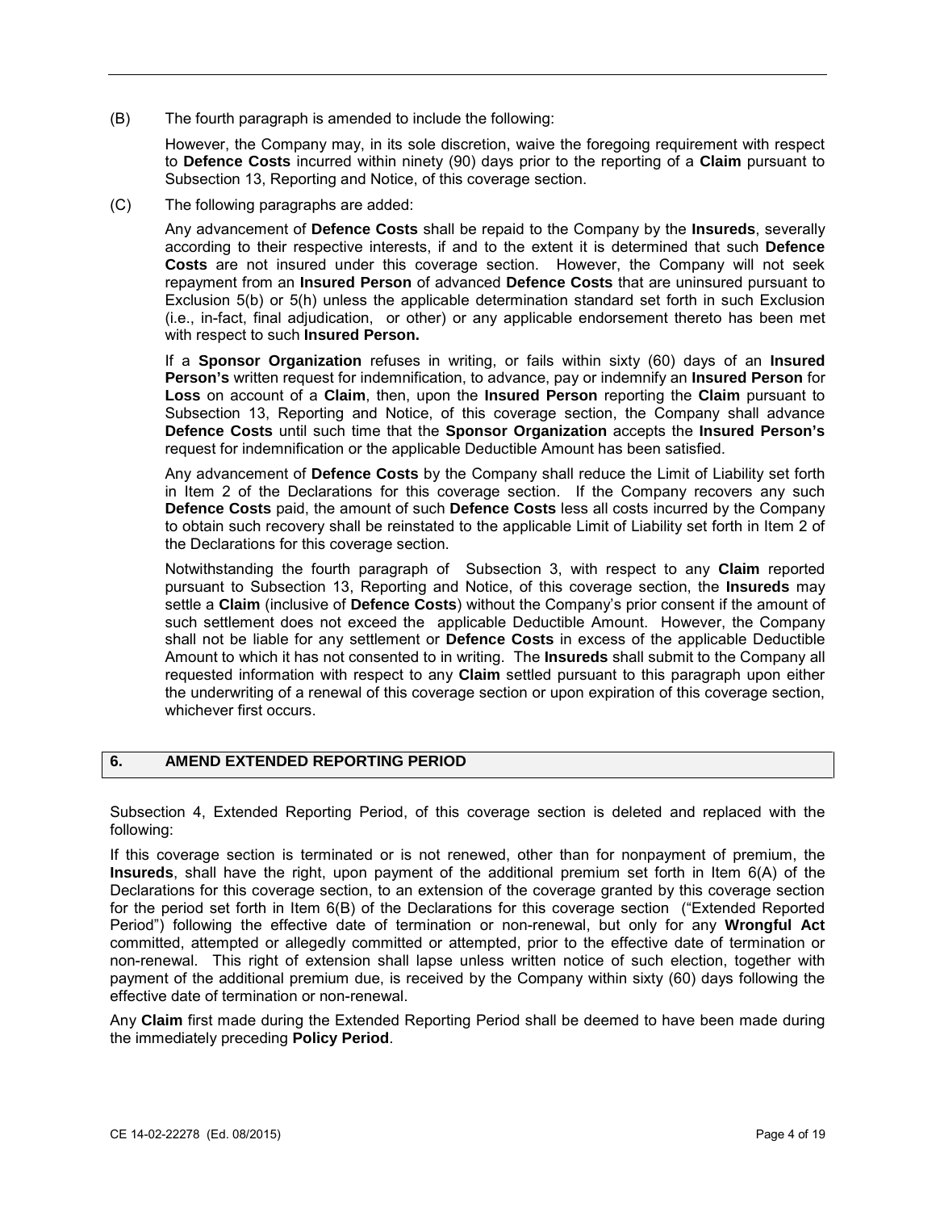(B) The fourth paragraph is amended to include the following:

However, the Company may, in its sole discretion, waive the foregoing requirement with respect to **Defence Costs** incurred within ninety (90) days prior to the reporting of a **Claim** pursuant to Subsection 13, Reporting and Notice, of this coverage section.

(C) The following paragraphs are added:

Any advancement of **Defence Costs** shall be repaid to the Company by the **Insureds**, severally according to their respective interests, if and to the extent it is determined that such **Defence Costs** are not insured under this coverage section. However, the Company will not seek repayment from an **Insured Person** of advanced **Defence Costs** that are uninsured pursuant to Exclusion 5(b) or 5(h) unless the applicable determination standard set forth in such Exclusion (i.e., in-fact, final adjudication, or other) or any applicable endorsement thereto has been met with respect to such **Insured Person.**

If a **Sponsor Organization** refuses in writing, or fails within sixty (60) days of an **Insured Person's** written request for indemnification, to advance, pay or indemnify an **Insured Person** for **Loss** on account of a **Claim**, then, upon the **Insured Person** reporting the **Claim** pursuant to Subsection 13, Reporting and Notice, of this coverage section, the Company shall advance **Defence Costs** until such time that the **Sponsor Organization** accepts the **Insured Person's** request for indemnification or the applicable Deductible Amount has been satisfied.

Any advancement of **Defence Costs** by the Company shall reduce the Limit of Liability set forth in Item 2 of the Declarations for this coverage section. If the Company recovers any such **Defence Costs** paid, the amount of such **Defence Costs** less all costs incurred by the Company to obtain such recovery shall be reinstated to the applicable Limit of Liability set forth in Item 2 of the Declarations for this coverage section.

Notwithstanding the fourth paragraph of Subsection 3, with respect to any **Claim** reported pursuant to Subsection 13, Reporting and Notice, of this coverage section, the **Insureds** may settle a **Claim** (inclusive of **Defence Costs**) without the Company's prior consent if the amount of such settlement does not exceed the applicable Deductible Amount. However, the Company shall not be liable for any settlement or **Defence Costs** in excess of the applicable Deductible Amount to which it has not consented to in writing. The **Insureds** shall submit to the Company all requested information with respect to any **Claim** settled pursuant to this paragraph upon either the underwriting of a renewal of this coverage section or upon expiration of this coverage section, whichever first occurs.

## 6. AMEND EXTENDED REPORTING PERIOD

Subsection 4, Extended Reporting Period, of this coverage section is deleted and replaced with the following:

If this coverage section is terminated or is not renewed, other than for nonpayment of premium, the **Insureds**, shall have the right, upon payment of the additional premium set forth in Item 6(A) of the Declarations for this coverage section, to an extension of the coverage granted by this coverage section for the period set forth in Item 6(B) of the Declarations for this coverage section ("Extended Reported Period") following the effective date of termination or non-renewal, but only for any **Wrongful Act** committed, attempted or allegedly committed or attempted, prior to the effective date of termination or non-renewal. This right of extension shall lapse unless written notice of such election, together with payment of the additional premium due, is received by the Company within sixty (60) days following the effective date of termination or non-renewal.

Any **Claim** first made during the Extended Reporting Period shall be deemed to have been made during the immediately preceding **Policy Period**.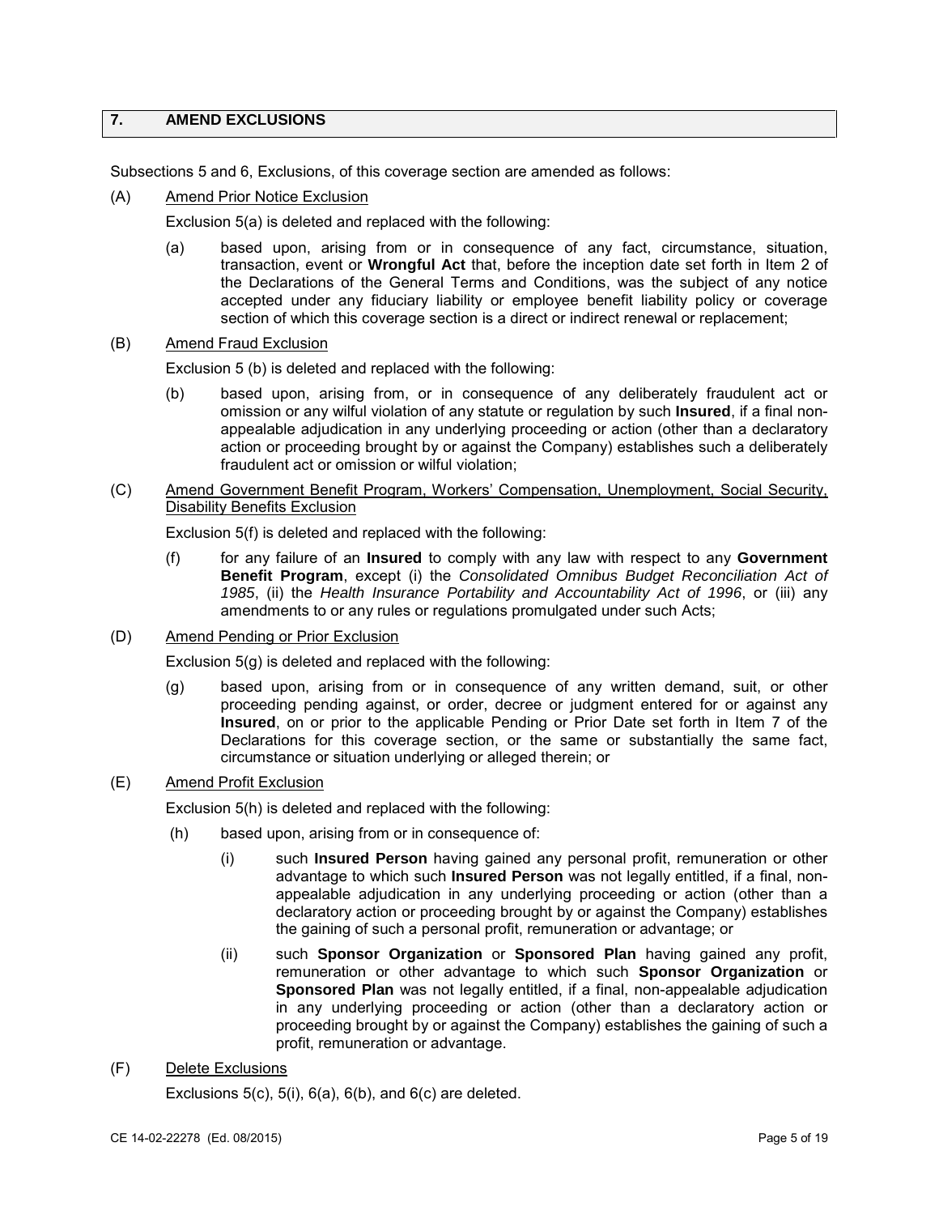## 7. AMEND EXCLUSIONS

Subsections 5 and 6, Exclusions, of this coverage section are amended as follows:

(A) Amend Prior Notice Exclusion

Exclusion 5(a) is deleted and replaced with the following:

(a) based upon, arising from or in consequence of any fact, circumstance, situation, transaction, event or **Wrongful Act** that, before the inception date set forth in Item 2 of the Declarations of the General Terms and Conditions, was the subject of any notice accepted under any fiduciary liability or employee benefit liability policy or coverage section of which this coverage section is a direct or indirect renewal or replacement;

(B) Amend Fraud Exclusion

Exclusion 5 (b) is deleted and replaced with the following:

(b) based upon, arising from, or in consequence of any deliberately fraudulent act or omission or any wilful violation of any statute or regulation by such **Insured**, if a final non-appealable adjudication in any underlying proceeding or action (other than a declaratory action or proceeding brought by or against the Company) establishes such a deliberately fraudulent act or omission or wilful violation;

(C) Amend Government Benefit Program, Workers' Compensation, Unemployment, Social Security, Disability Benefits Exclusion

Exclusion 5(f) is deleted and replaced with the following:

(f) for any failure of an **Insured** to comply with any law with respect to any **Government Benefit Program**, except (i) the *Consolidated Omnibus Budget Reconciliation Act of 1985*, (ii) the *Health Insurance Portability and Accountability Act of 1996*, or (iii) any amendments to or any rules or regulations promulgated under such Acts;

(D) Amend Pending or Prior Exclusion

Exclusion 5(g) is deleted and replaced with the following:

(g) based upon, arising from or in consequence of any written demand, suit, or other proceeding pending against, or order, decree or judgment entered for or against any **Insured**, on or prior to the applicable Pending or Prior Date set forth in Item 7 of the Declarations for this coverage section, or the same or substantially the same fact, circumstance or situation underlying or alleged therein; or

(E) Amend Profit Exclusion

Exclusion 5(h) is deleted and replaced with the following:

(h) based upon, arising from or in consequence of:

(i) such **Insured Person** having gained any personal profit, remuneration or other advantage to which such **Insured Person** was not legally entitled, if a final, non-appealable adjudication in any underlying proceeding or action (other than a declaratory action or proceeding brought by or against the Company) establishes the gaining of such a personal profit, remuneration or advantage; or

(ii) such **Sponsor Organization** or **Sponsored Plan** having gained any profit, remuneration or other advantage to which such **Sponsor Organization** or **Sponsored Plan** was not legally entitled, if a final, non-appealable adjudication in any underlying proceeding or action (other than a declaratory action or proceeding brought by or against the Company) establishes the gaining of such a profit, remuneration or advantage.

(F) Delete Exclusions

Exclusions 5(c), 5(i), 6(a), 6(b), and 6(c) are deleted.

CE 14-02-22278 (Ed. 08/2015)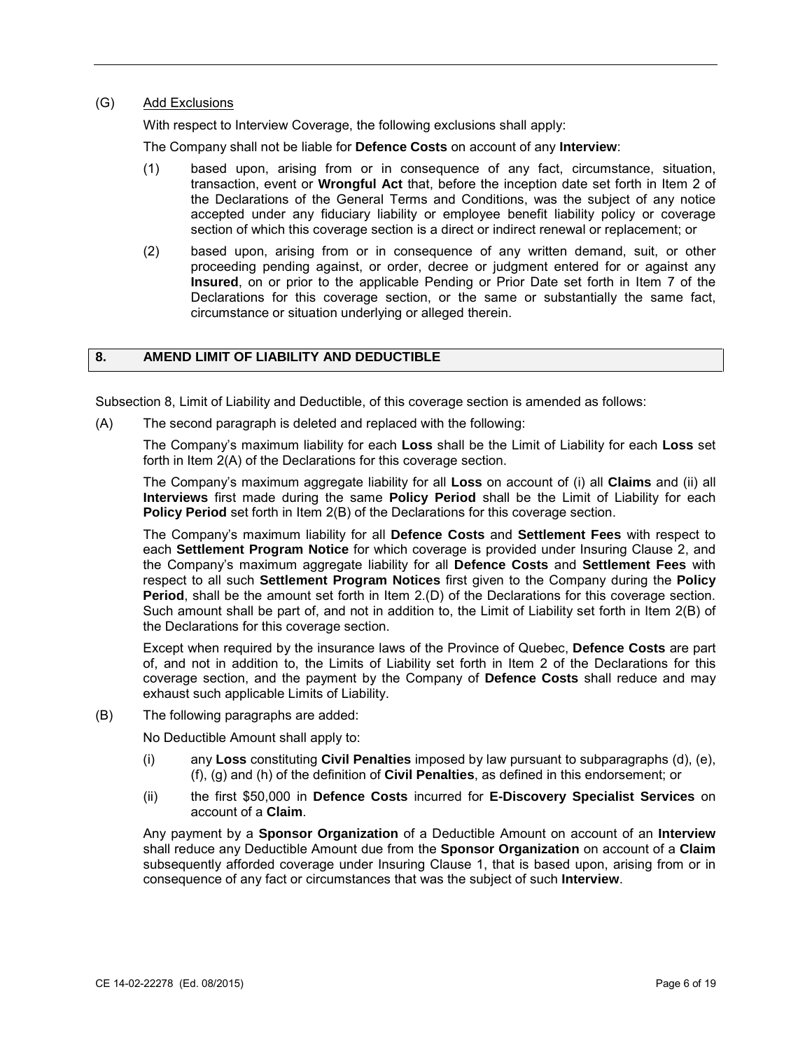(G) Add Exclusions

With respect to Interview Coverage, the following exclusions shall apply:

The Company shall not be liable for **Defence Costs** on account of any **Interview**:

(1) based upon, arising from or in consequence of any fact, circumstance, situation, transaction, event or **Wrongful Act** that, before the inception date set forth in Item 2 of the Declarations of the General Terms and Conditions, was the subject of any notice accepted under any fiduciary liability or employee benefit liability policy or coverage section of which this coverage section is a direct or indirect renewal or replacement; or

(2) based upon, arising from or in consequence of any written demand, suit, or other proceeding pending against, or order, decree or judgment entered for or against any **Insured**, on or prior to the applicable Pending or Prior Date set forth in Item 7 of the Declarations for this coverage section, or the same or substantially the same fact, circumstance or situation underlying or alleged therein.

## 8. AMEND LIMIT OF LIABILITY AND DEDUCTIBLE

Subsection 8, Limit of Liability and Deductible, of this coverage section is amended as follows:

(A) The second paragraph is deleted and replaced with the following:

The Company's maximum liability for each **Loss** shall be the Limit of Liability for each **Loss** set forth in Item 2(A) of the Declarations for this coverage section.

The Company's maximum aggregate liability for all **Loss** on account of (i) all **Claims** and (ii) all **Interviews** first made during the same **Policy Period** shall be the Limit of Liability for each **Policy Period** set forth in Item 2(B) of the Declarations for this coverage section.

The Company's maximum liability for all **Defence Costs** and **Settlement Fees** with respect to each **Settlement Program Notice** for which coverage is provided under Insuring Clause 2, and the Company's maximum aggregate liability for all **Defence Costs** and **Settlement Fees** with respect to all such **Settlement Program Notices** first given to the Company during the **Policy Period**, shall be the amount set forth in Item 2.(D) of the Declarations for this coverage section. Such amount shall be part of, and not in addition to, the Limit of Liability set forth in Item 2(B) of the Declarations for this coverage section.

Except when required by the insurance laws of the Province of Quebec, **Defence Costs** are part of, and not in addition to, the Limits of Liability set forth in Item 2 of the Declarations for this coverage section, and the payment by the Company of **Defence Costs** shall reduce and may exhaust such applicable Limits of Liability.

(B) The following paragraphs are added:

No Deductible Amount shall apply to:

(i) any **Loss** constituting **Civil Penalties** imposed by law pursuant to subparagraphs (d), (e), (f), (g) and (h) of the definition of **Civil Penalties**, as defined in this endorsement; or

(ii) the first $50,000 in **Defence Costs** incurred for **E-Discovery Specialist Services** on account of a **Claim**.

Any payment by a **Sponsor Organization** of a Deductible Amount on account of an **Interview** shall reduce any Deductible Amount due from the **Sponsor Organization** on account of a **Claim** subsequently afforded coverage under Insuring Clause 1, that is based upon, arising from or in consequence of any fact or circumstances that was the subject of such **Interview**.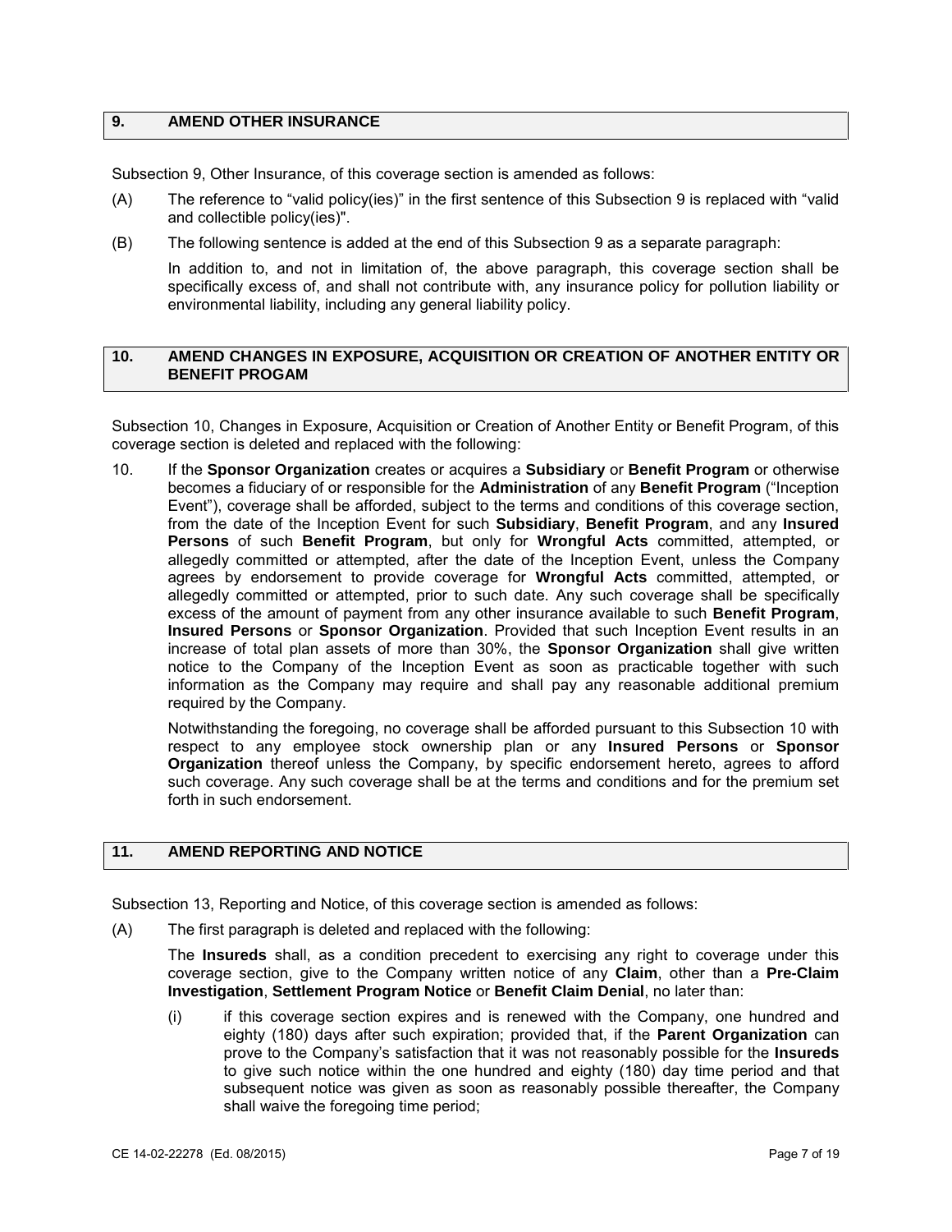## 9. AMEND OTHER INSURANCE

Subsection 9, Other Insurance, of this coverage section is amended as follows:

(A) The reference to "valid policy(ies)" in the first sentence of this Subsection 9 is replaced with "valid and collectible policy(ies)".

(B) The following sentence is added at the end of this Subsection 9 as a separate paragraph:

In addition to, and not in limitation of, the above paragraph, this coverage section shall be specifically excess of, and shall not contribute with, any insurance policy for pollution liability or environmental liability, including any general liability policy.

## 10. AMEND CHANGES IN EXPOSURE, ACQUISITION OR CREATION OF ANOTHER ENTITY OR BENEFIT PROGAM

Subsection 10, Changes in Exposure, Acquisition or Creation of Another Entity or Benefit Program, of this coverage section is deleted and replaced with the following:

10. If the **Sponsor Organization** creates or acquires a **Subsidiary** or **Benefit Program** or otherwise becomes a fiduciary of or responsible for the **Administration** of any **Benefit Program** ("Inception Event"), coverage shall be afforded, subject to the terms and conditions of this coverage section, from the date of the Inception Event for such **Subsidiary**, **Benefit Program**, and any **Insured Persons** of such **Benefit Program**, but only for **Wrongful Acts** committed, attempted, or allegedly committed or attempted, after the date of the Inception Event, unless the Company agrees by endorsement to provide coverage for **Wrongful Acts** committed, attempted, or allegedly committed or attempted, prior to such date. Any such coverage shall be specifically excess of the amount of payment from any other insurance available to such **Benefit Program**, **Insured Persons** or **Sponsor Organization**. Provided that such Inception Event results in an increase of total plan assets of more than 30%, the **Sponsor Organization** shall give written notice to the Company of the Inception Event as soon as practicable together with such information as the Company may require and shall pay any reasonable additional premium required by the Company.

    Notwithstanding the foregoing, no coverage shall be afforded pursuant to this Subsection 10 with respect to any employee stock ownership plan or any **Insured Persons** or **Sponsor Organization** thereof unless the Company, by specific endorsement hereto, agrees to afford such coverage. Any such coverage shall be at the terms and conditions and for the premium set forth in such endorsement.

## 11. AMEND REPORTING AND NOTICE

Subsection 13, Reporting and Notice, of this coverage section is amended as follows:

(A) The first paragraph is deleted and replaced with the following:

The **Insureds** shall, as a condition precedent to exercising any right to coverage under this coverage section, give to the Company written notice of any **Claim**, other than a **Pre-Claim Investigation**, **Settlement Program Notice** or **Benefit Claim Denial**, no later than:

(i) if this coverage section expires and is renewed with the Company, one hundred and eighty (180) days after such expiration; provided that, if the **Parent Organization** can prove to the Company's satisfaction that it was not reasonably possible for the **Insureds** to give such notice within the one hundred and eighty (180) day time period and that subsequent notice was given as soon as reasonably possible thereafter, the Company shall waive the foregoing time period;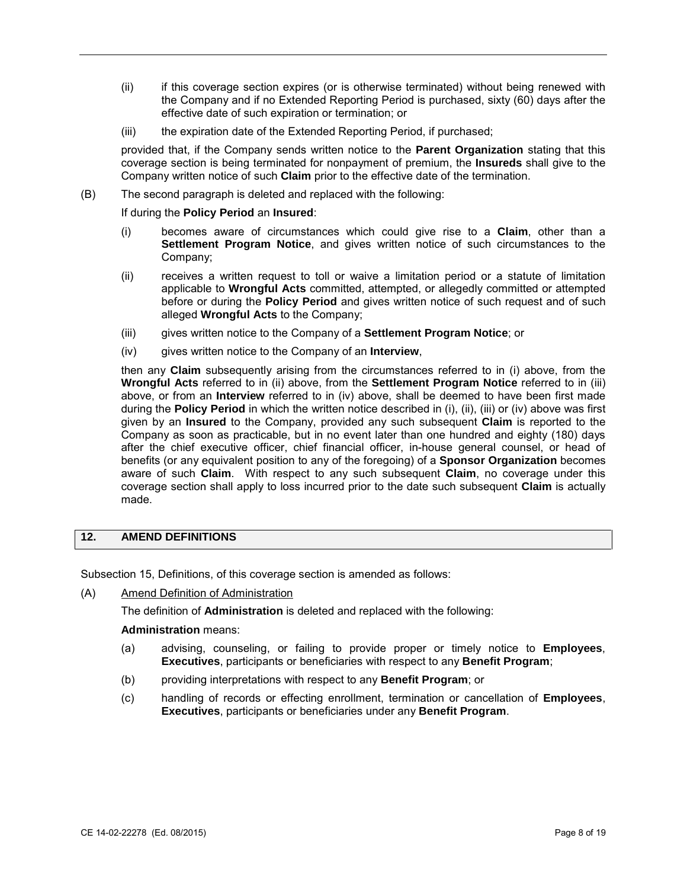(ii) if this coverage section expires (or is otherwise terminated) without being renewed with the Company and if no Extended Reporting Period is purchased, sixty (60) days after the effective date of such expiration or termination; or

(iii) the expiration date of the Extended Reporting Period, if purchased;

provided that, if the Company sends written notice to the **Parent Organization** stating that this coverage section is being terminated for nonpayment of premium, the **Insureds** shall give to the Company written notice of such **Claim** prior to the effective date of the termination.

(B) The second paragraph is deleted and replaced with the following:

If during the **Policy Period** an **Insured**:

(i) becomes aware of circumstances which could give rise to a **Claim**, other than a **Settlement Program Notice**, and gives written notice of such circumstances to the Company;

(ii) receives a written request to toll or waive a limitation period or a statute of limitation applicable to **Wrongful Acts** committed, attempted, or allegedly committed or attempted before or during the **Policy Period** and gives written notice of such request and of such alleged **Wrongful Acts** to the Company;

(iii) gives written notice to the Company of a **Settlement Program Notice**; or

(iv) gives written notice to the Company of an **Interview**,

then any **Claim** subsequently arising from the circumstances referred to in (i) above, from the **Wrongful Acts** referred to in (ii) above, from the **Settlement Program Notice** referred to in (iii) above, or from an **Interview** referred to in (iv) above, shall be deemed to have been first made during the **Policy Period** in which the written notice described in (i), (ii), (iii) or (iv) above was first given by an **Insured** to the Company, provided any such subsequent **Claim** is reported to the Company as soon as practicable, but in no event later than one hundred and eighty (180) days after the chief executive officer, chief financial officer, in-house general counsel, or head of benefits (or any equivalent position to any of the foregoing) of a **Sponsor Organization** becomes aware of such **Claim**. With respect to any such subsequent **Claim**, no coverage under this coverage section shall apply to loss incurred prior to the date such subsequent **Claim** is actually made.

## 12. AMEND DEFINITIONS

Subsection 15, Definitions, of this coverage section is amended as follows:

(A) Amend Definition of Administration

The definition of **Administration** is deleted and replaced with the following:

**Administration** means:

(a) advising, counseling, or failing to provide proper or timely notice to **Employees**, **Executives**, participants or beneficiaries with respect to any **Benefit Program**;

(b) providing interpretations with respect to any **Benefit Program**; or

(c) handling of records or effecting enrollment, termination or cancellation of **Employees**, **Executives**, participants or beneficiaries under any **Benefit Program**.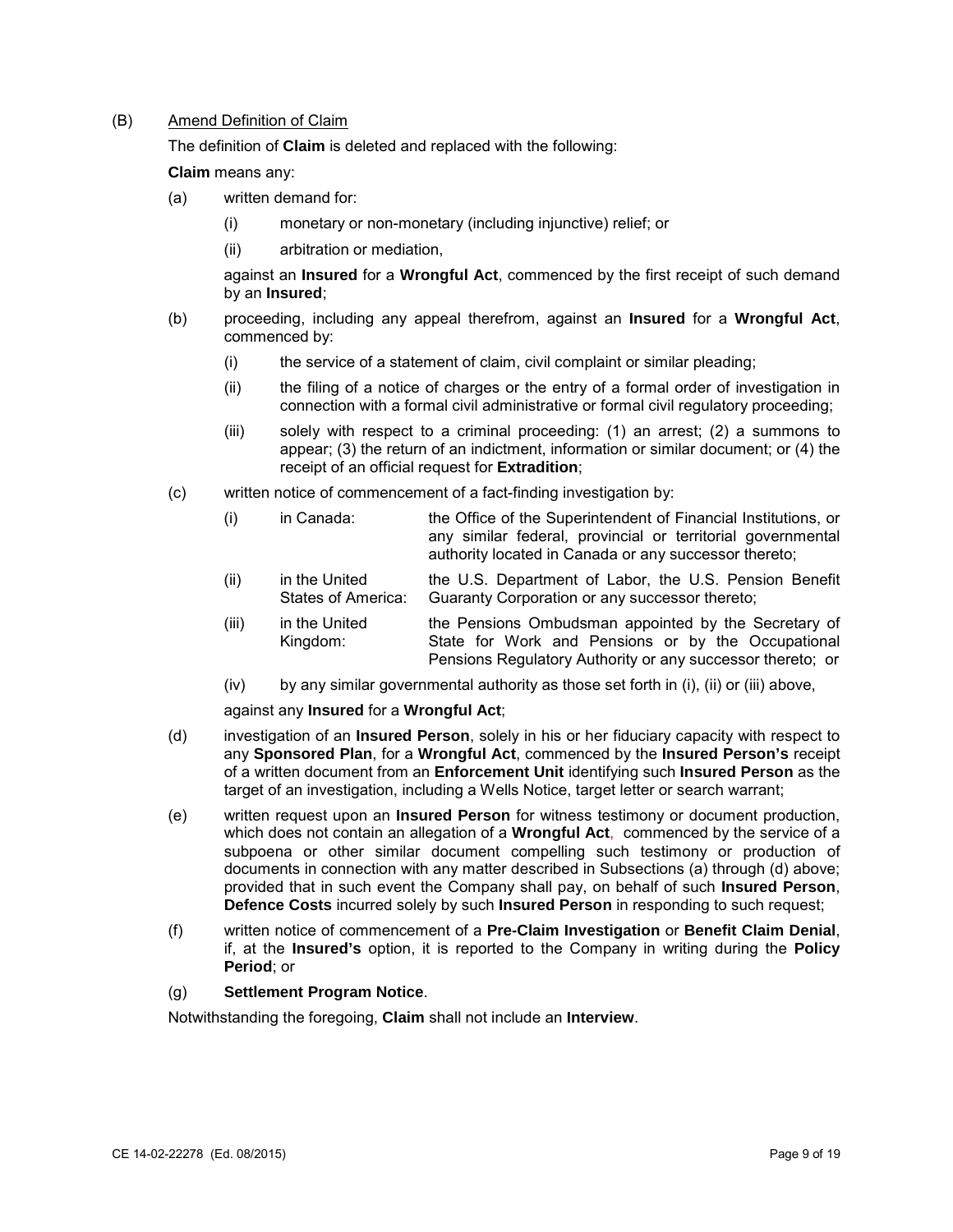(B) Amend Definition of Claim

The definition of **Claim** is deleted and replaced with the following:

**Claim** means any:

(a) written demand for:

  (i) monetary or non-monetary (including injunctive) relief; or

  (ii) arbitration or mediation,

  against an **Insured** for a **Wrongful Act**, commenced by the first receipt of such demand by an **Insured**;

(b) proceeding, including any appeal therefrom, against an **Insured** for a **Wrongful Act**, commenced by:

  (i) the service of a statement of claim, civil complaint or similar pleading;

  (ii) the filing of a notice of charges or the entry of a formal order of investigation in connection with a formal civil administrative or formal civil regulatory proceeding;

  (iii) solely with respect to a criminal proceeding: (1) an arrest; (2) a summons to appear; (3) the return of an indictment, information or similar document; or (4) the receipt of an official request for **Extradition**;

(c) written notice of commencement of a fact-finding investigation by:

  (i) in Canada: the Office of the Superintendent of Financial Institutions, or any similar federal, provincial or territorial governmental authority located in Canada or any successor thereto;

  (ii) in the United States of America: the U.S. Department of Labor, the U.S. Pension Benefit Guaranty Corporation or any successor thereto;

  (iii) in the United Kingdom: the Pensions Ombudsman appointed by the Secretary of State for Work and Pensions or by the Occupational Pensions Regulatory Authority or any successor thereto; or

  (iv) by any similar governmental authority as those set forth in (i), (ii) or (iii) above,

  against any **Insured** for a **Wrongful Act**;

(d) investigation of an **Insured Person**, solely in his or her fiduciary capacity with respect to any **Sponsored Plan**, for a **Wrongful Act**, commenced by the **Insured Person's** receipt of a written document from an **Enforcement Unit** identifying such **Insured Person** as the target of an investigation, including a Wells Notice, target letter or search warrant;

(e) written request upon an **Insured Person** for witness testimony or document production, which does not contain an allegation of a **Wrongful Act**, commenced by the service of a subpoena or other similar document compelling such testimony or production of documents in connection with any matter described in Subsections (a) through (d) above; provided that in such event the Company shall pay, on behalf of such **Insured Person**, **Defence Costs** incurred solely by such **Insured Person** in responding to such request;

(f) written notice of commencement of a **Pre-Claim Investigation** or **Benefit Claim Denial**, if, at the **Insured's** option, it is reported to the Company in writing during the **Policy Period**; or

(g) **Settlement Program Notice**.

Notwithstanding the foregoing, **Claim** shall not include an **Interview**.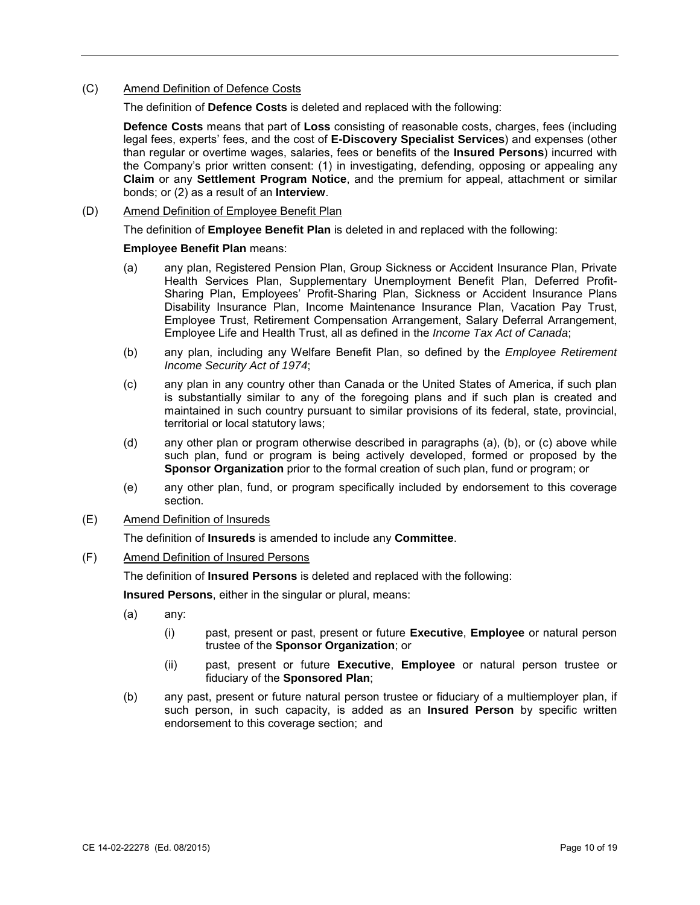(C) Amend Definition of Defence Costs

The definition of **Defence Costs** is deleted and replaced with the following:

**Defence Costs** means that part of **Loss** consisting of reasonable costs, charges, fees (including legal fees, experts' fees, and the cost of **E-Discovery Specialist Services**) and expenses (other than regular or overtime wages, salaries, fees or benefits of the **Insured Persons**) incurred with the Company's prior written consent: (1) in investigating, defending, opposing or appealing any **Claim** or any **Settlement Program Notice**, and the premium for appeal, attachment or similar bonds; or (2) as a result of an **Interview**.

(D) Amend Definition of Employee Benefit Plan

The definition of **Employee Benefit Plan** is deleted in and replaced with the following:

**Employee Benefit Plan** means:

(a) any plan, Registered Pension Plan, Group Sickness or Accident Insurance Plan, Private Health Services Plan, Supplementary Unemployment Benefit Plan, Deferred Profit-Sharing Plan, Employees' Profit-Sharing Plan, Sickness or Accident Insurance Plans Disability Insurance Plan, Income Maintenance Insurance Plan, Vacation Pay Trust, Employee Trust, Retirement Compensation Arrangement, Salary Deferral Arrangement, Employee Life and Health Trust, all as defined in the *Income Tax Act of Canada*;

(b) any plan, including any Welfare Benefit Plan, so defined by the *Employee Retirement Income Security Act of 1974*;

(c) any plan in any country other than Canada or the United States of America, if such plan is substantially similar to any of the foregoing plans and if such plan is created and maintained in such country pursuant to similar provisions of its federal, state, provincial, territorial or local statutory laws;

(d) any other plan or program otherwise described in paragraphs (a), (b), or (c) above while such plan, fund or program is being actively developed, formed or proposed by the **Sponsor Organization** prior to the formal creation of such plan, fund or program; or

(e) any other plan, fund, or program specifically included by endorsement to this coverage section.

(E) Amend Definition of Insureds

The definition of **Insureds** is amended to include any **Committee**.

(F) Amend Definition of Insured Persons

The definition of **Insured Persons** is deleted and replaced with the following:

**Insured Persons**, either in the singular or plural, means:

(a) any:

(i) past, present or past, present or future **Executive**, **Employee** or natural person trustee of the **Sponsor Organization**; or

(ii) past, present or future **Executive**, **Employee** or natural person trustee or fiduciary of the **Sponsored Plan**;

(b) any past, present or future natural person trustee or fiduciary of a multiemployer plan, if such person, in such capacity, is added as an **Insured Person** by specific written endorsement to this coverage section; and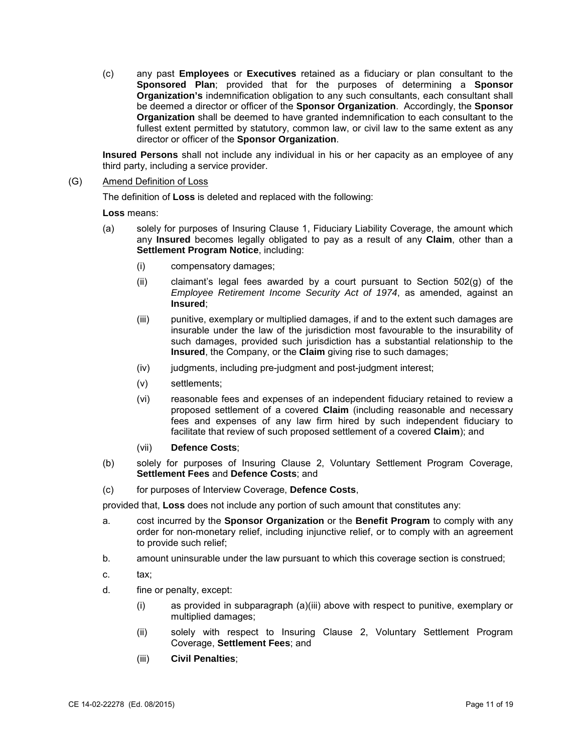(c) any past **Employees** or **Executives** retained as a fiduciary or plan consultant to the **Sponsored Plan**; provided that for the purposes of determining a **Sponsor Organization's** indemnification obligation to any such consultants, each consultant shall be deemed a director or officer of the **Sponsor Organization**. Accordingly, the **Sponsor Organization** shall be deemed to have granted indemnification to each consultant to the fullest extent permitted by statutory, common law, or civil law to the same extent as any director or officer of the **Sponsor Organization**.

**Insured Persons** shall not include any individual in his or her capacity as an employee of any third party, including a service provider.

(G) Amend Definition of Loss

The definition of **Loss** is deleted and replaced with the following:

**Loss** means:

(a) solely for purposes of Insuring Clause 1, Fiduciary Liability Coverage, the amount which any **Insured** becomes legally obligated to pay as a result of any **Claim**, other than a **Settlement Program Notice**, including:

   (i) compensatory damages;

   (ii) claimant's legal fees awarded by a court pursuant to Section 502(g) of the *Employee Retirement Income Security Act of 1974*, as amended, against an **Insured**;

   (iii) punitive, exemplary or multiplied damages, if and to the extent such damages are insurable under the law of the jurisdiction most favourable to the insurability of such damages, provided such jurisdiction has a substantial relationship to the **Insured**, the Company, or the **Claim** giving rise to such damages;

   (iv) judgments, including pre-judgment and post-judgment interest;

   (v) settlements;

   (vi) reasonable fees and expenses of an independent fiduciary retained to review a proposed settlement of a covered **Claim** (including reasonable and necessary fees and expenses of any law firm hired by such independent fiduciary to facilitate that review of such proposed settlement of a covered **Claim**); and

   (vii) **Defence Costs**;

(b) solely for purposes of Insuring Clause 2, Voluntary Settlement Program Coverage, **Settlement Fees** and **Defence Costs**; and

(c) for purposes of Interview Coverage, **Defence Costs**,

provided that, **Loss** does not include any portion of such amount that constitutes any:

a. cost incurred by the **Sponsor Organization** or the **Benefit Program** to comply with any order for non-monetary relief, including injunctive relief, or to comply with an agreement to provide such relief;

b. amount uninsurable under the law pursuant to which this coverage section is construed;

c. tax;

d. fine or penalty, except:

   (i) as provided in subparagraph (a)(iii) above with respect to punitive, exemplary or multiplied damages;

   (ii) solely with respect to Insuring Clause 2, Voluntary Settlement Program Coverage, **Settlement Fees**; and

   (iii) **Civil Penalties**;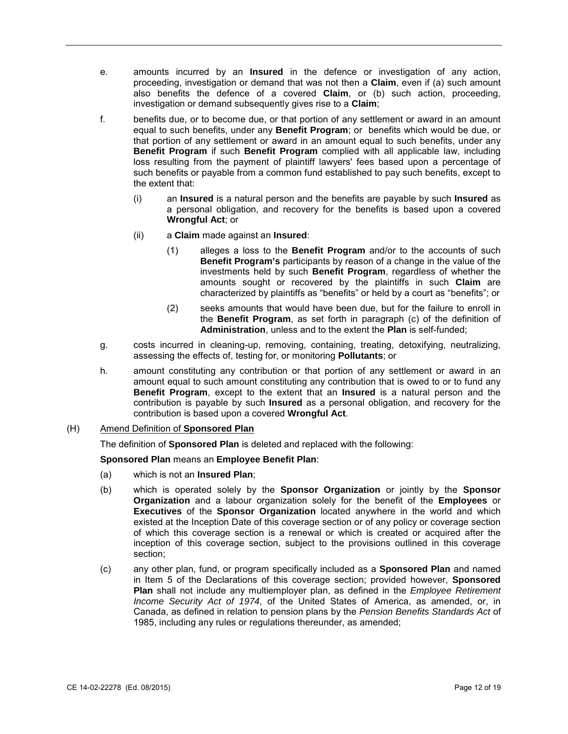e. amounts incurred by an **Insured** in the defence or investigation of any action, proceeding, investigation or demand that was not then a **Claim**, even if (a) such amount also benefits the defence of a covered **Claim**, or (b) such action, proceeding, investigation or demand subsequently gives rise to a **Claim**;

f. benefits due, or to become due, or that portion of any settlement or award in an amount equal to such benefits, under any **Benefit Program**; or benefits which would be due, or that portion of any settlement or award in an amount equal to such benefits, under any **Benefit Program** if such **Benefit Program** complied with all applicable law, including loss resulting from the payment of plaintiff lawyers' fees based upon a percentage of such benefits or payable from a common fund established to pay such benefits, except to the extent that:

   (i) an **Insured** is a natural person and the benefits are payable by such **Insured** as a personal obligation, and recovery for the benefits is based upon a covered **Wrongful Act**; or

   (ii) a **Claim** made against an **Insured**:

      (1) alleges a loss to the **Benefit Program** and/or to the accounts of such **Benefit Program's** participants by reason of a change in the value of the investments held by such **Benefit Program**, regardless of whether the amounts sought or recovered by the plaintiffs in such **Claim** are characterized by plaintiffs as "benefits" or held by a court as "benefits"; or

      (2) seeks amounts that would have been due, but for the failure to enroll in the **Benefit Program**, as set forth in paragraph (c) of the definition of **Administration**, unless and to the extent the **Plan** is self-funded;

g. costs incurred in cleaning-up, removing, containing, treating, detoxifying, neutralizing, assessing the effects of, testing for, or monitoring **Pollutants**; or

h. amount constituting any contribution or that portion of any settlement or award in an amount equal to such amount constituting any contribution that is owed to or to fund any **Benefit Program**, except to the extent that an **Insured** is a natural person and the contribution is payable by such **Insured** as a personal obligation, and recovery for the contribution is based upon a covered **Wrongful Act**.

(H) Amend Definition of **Sponsored Plan**

The definition of **Sponsored Plan** is deleted and replaced with the following:

**Sponsored Plan** means an **Employee Benefit Plan**:

(a) which is not an **Insured Plan**;

(b) which is operated solely by the **Sponsor Organization** or jointly by the **Sponsor Organization** and a labour organization solely for the benefit of the **Employees** or **Executives** of the **Sponsor Organization** located anywhere in the world and which existed at the Inception Date of this coverage section or of any policy or coverage section of which this coverage section is a renewal or which is created or acquired after the inception of this coverage section, subject to the provisions outlined in this coverage section;

(c) any other plan, fund, or program specifically included as a **Sponsored Plan** and named in Item 5 of the Declarations of this coverage section; provided however, **Sponsored Plan** shall not include any multiemployer plan, as defined in the *Employee Retirement Income Security Act of 1974*, of the United States of America, as amended, or, in Canada, as defined in relation to pension plans by the *Pension Benefits Standards Act* of 1985, including any rules or regulations thereunder, as amended;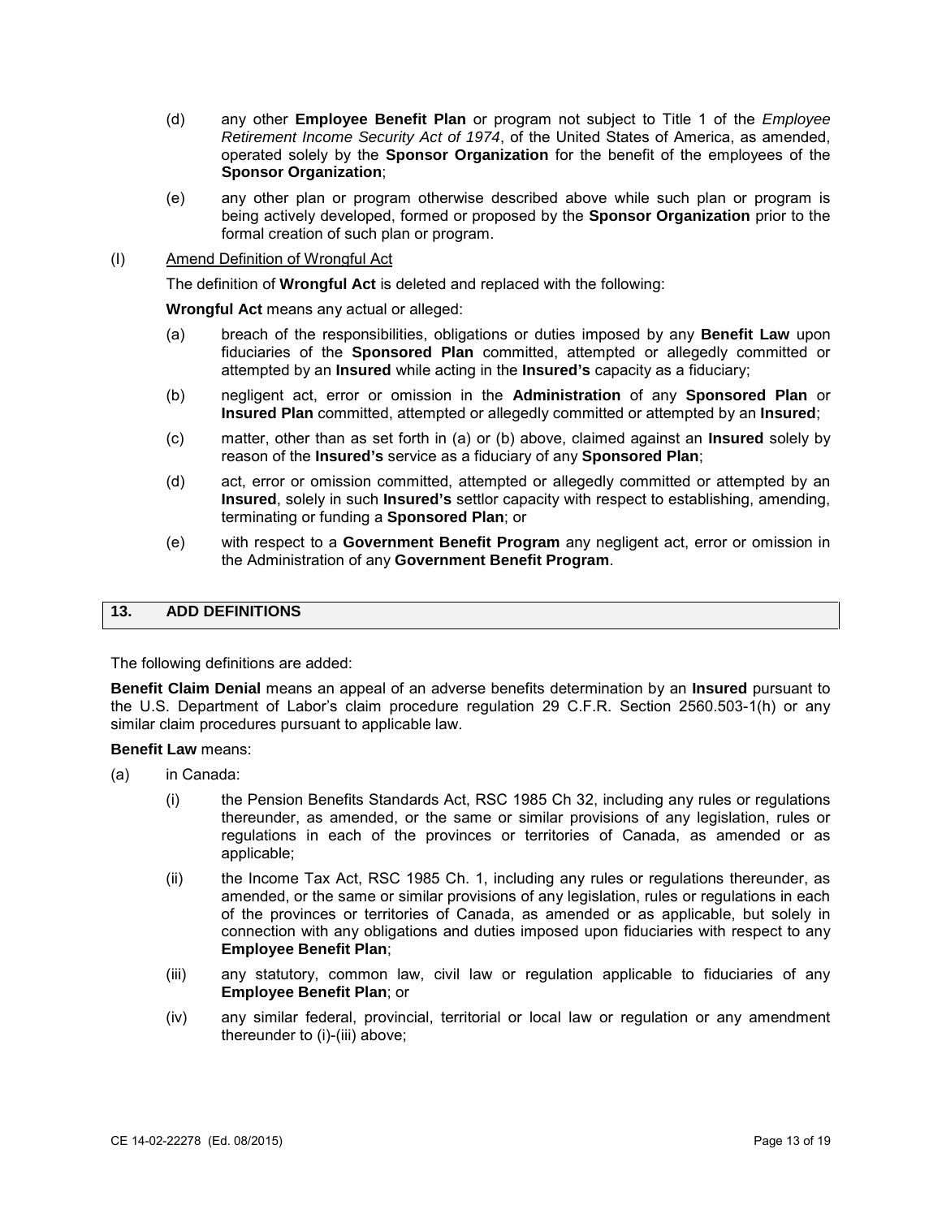(d) any other **Employee Benefit Plan** or program not subject to Title 1 of the *Employee Retirement Income Security Act of 1974*, of the United States of America, as amended, operated solely by the **Sponsor Organization** for the benefit of the employees of the **Sponsor Organization**;

(e) any other plan or program otherwise described above while such plan or program is being actively developed, formed or proposed by the **Sponsor Organization** prior to the formal creation of such plan or program.

(I) Amend Definition of Wrongful Act

The definition of **Wrongful Act** is deleted and replaced with the following:

**Wrongful Act** means any actual or alleged:

(a) breach of the responsibilities, obligations or duties imposed by any **Benefit Law** upon fiduciaries of the **Sponsored Plan** committed, attempted or allegedly committed or attempted by an **Insured** while acting in the **Insured's** capacity as a fiduciary;

(b) negligent act, error or omission in the **Administration** of any **Sponsored Plan** or **Insured Plan** committed, attempted or allegedly committed or attempted by an **Insured**;

(c) matter, other than as set forth in (a) or (b) above, claimed against an **Insured** solely by reason of the **Insured's** service as a fiduciary of any **Sponsored Plan**;

(d) act, error or omission committed, attempted or allegedly committed or attempted by an **Insured**, solely in such **Insured's** settlor capacity with respect to establishing, amending, terminating or funding a **Sponsored Plan**; or

(e) with respect to a **Government Benefit Program** any negligent act, error or omission in the Administration of any **Government Benefit Program**.

## 13. ADD DEFINITIONS

The following definitions are added:

**Benefit Claim Denial** means an appeal of an adverse benefits determination by an **Insured** pursuant to the U.S. Department of Labor's claim procedure regulation 29 C.F.R. Section 2560.503-1(h) or any similar claim procedures pursuant to applicable law.

**Benefit Law** means:

(a) in Canada:

(i) the Pension Benefits Standards Act, RSC 1985 Ch 32, including any rules or regulations thereunder, as amended, or the same or similar provisions of any legislation, rules or regulations in each of the provinces or territories of Canada, as amended or as applicable;

(ii) the Income Tax Act, RSC 1985 Ch. 1, including any rules or regulations thereunder, as amended, or the same or similar provisions of any legislation, rules or regulations in each of the provinces or territories of Canada, as amended or as applicable, but solely in connection with any obligations and duties imposed upon fiduciaries with respect to any **Employee Benefit Plan**;

(iii) any statutory, common law, civil law or regulation applicable to fiduciaries of any **Employee Benefit Plan**; or

(iv) any similar federal, provincial, territorial or local law or regulation or any amendment thereunder to (i)-(iii) above;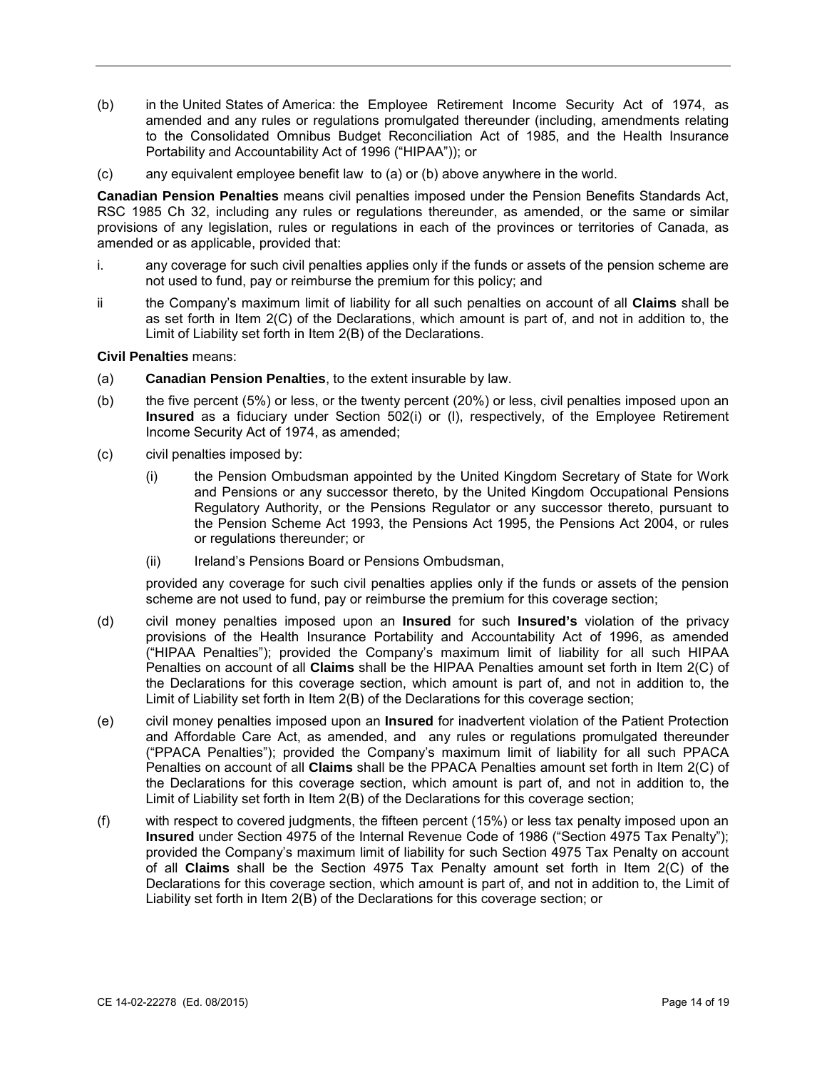(b) in the United States of America: the Employee Retirement Income Security Act of 1974, as amended and any rules or regulations promulgated thereunder (including, amendments relating to the Consolidated Omnibus Budget Reconciliation Act of 1985, and the Health Insurance Portability and Accountability Act of 1996 ("HIPAA")); or

(c) any equivalent employee benefit law to (a) or (b) above anywhere in the world.

**Canadian Pension Penalties** means civil penalties imposed under the Pension Benefits Standards Act, RSC 1985 Ch 32, including any rules or regulations thereunder, as amended, or the same or similar provisions of any legislation, rules or regulations in each of the provinces or territories of Canada, as amended or as applicable, provided that:

i. any coverage for such civil penalties applies only if the funds or assets of the pension scheme are not used to fund, pay or reimburse the premium for this policy; and

ii the Company's maximum limit of liability for all such penalties on account of all **Claims** shall be as set forth in Item 2(C) of the Declarations, which amount is part of, and not in addition to, the Limit of Liability set forth in Item 2(B) of the Declarations.

**Civil Penalties** means:

(a) **Canadian Pension Penalties**, to the extent insurable by law.

(b) the five percent (5%) or less, or the twenty percent (20%) or less, civil penalties imposed upon an **Insured** as a fiduciary under Section 502(i) or (l), respectively, of the Employee Retirement Income Security Act of 1974, as amended;

(c) civil penalties imposed by:

 (i) the Pension Ombudsman appointed by the United Kingdom Secretary of State for Work and Pensions or any successor thereto, by the United Kingdom Occupational Pensions Regulatory Authority, or the Pensions Regulator or any successor thereto, pursuant to the Pension Scheme Act 1993, the Pensions Act 1995, the Pensions Act 2004, or rules or regulations thereunder; or

 (ii) Ireland's Pensions Board or Pensions Ombudsman,

 provided any coverage for such civil penalties applies only if the funds or assets of the pension scheme are not used to fund, pay or reimburse the premium for this coverage section;

(d) civil money penalties imposed upon an **Insured** for such **Insured's** violation of the privacy provisions of the Health Insurance Portability and Accountability Act of 1996, as amended ("HIPAA Penalties"); provided the Company's maximum limit of liability for all such HIPAA Penalties on account of all **Claims** shall be the HIPAA Penalties amount set forth in Item 2(C) of the Declarations for this coverage section, which amount is part of, and not in addition to, the Limit of Liability set forth in Item 2(B) of the Declarations for this coverage section;

(e) civil money penalties imposed upon an **Insured** for inadvertent violation of the Patient Protection and Affordable Care Act, as amended, and any rules or regulations promulgated thereunder ("PPACA Penalties"); provided the Company's maximum limit of liability for all such PPACA Penalties on account of all **Claims** shall be the PPACA Penalties amount set forth in Item 2(C) of the Declarations for this coverage section, which amount is part of, and not in addition to, the Limit of Liability set forth in Item 2(B) of the Declarations for this coverage section;

(f) with respect to covered judgments, the fifteen percent (15%) or less tax penalty imposed upon an **Insured** under Section 4975 of the Internal Revenue Code of 1986 ("Section 4975 Tax Penalty"); provided the Company's maximum limit of liability for such Section 4975 Tax Penalty on account of all **Claims** shall be the Section 4975 Tax Penalty amount set forth in Item 2(C) of the Declarations for this coverage section, which amount is part of, and not in addition to, the Limit of Liability set forth in Item 2(B) of the Declarations for this coverage section; or

CE 14-02-22278 (Ed. 08/2015)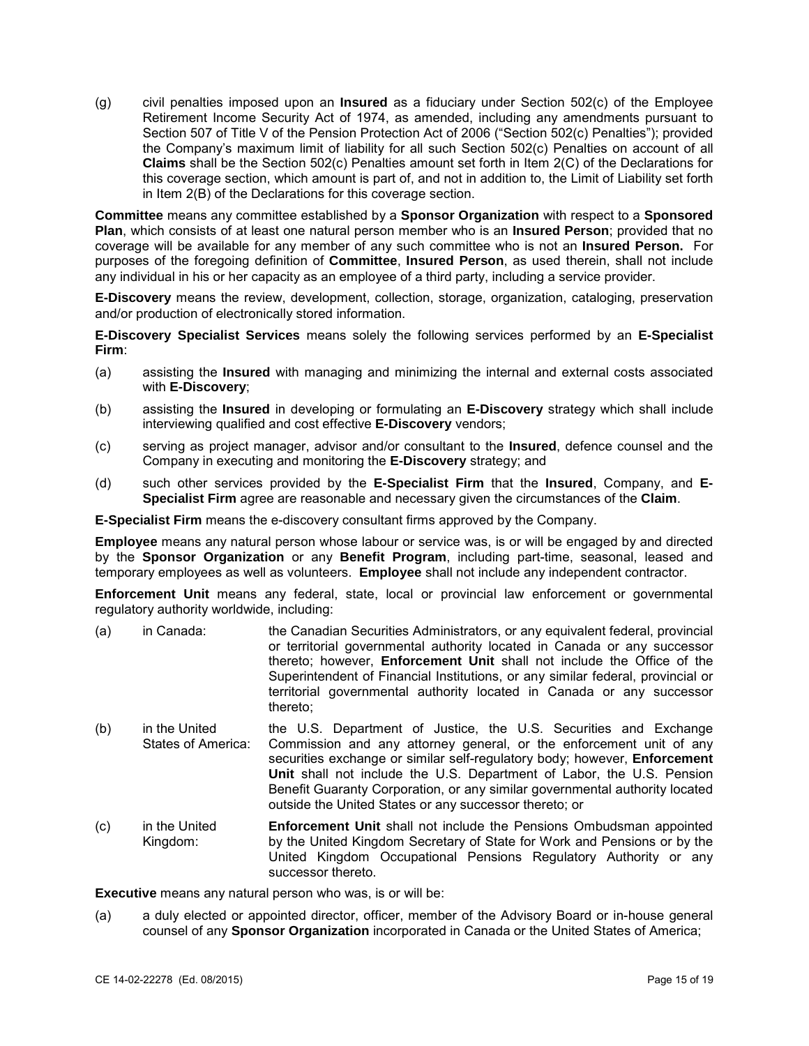(g) civil penalties imposed upon an **Insured** as a fiduciary under Section 502(c) of the Employee Retirement Income Security Act of 1974, as amended, including any amendments pursuant to Section 507 of Title V of the Pension Protection Act of 2006 ("Section 502(c) Penalties"); provided the Company's maximum limit of liability for all such Section 502(c) Penalties on account of all **Claims** shall be the Section 502(c) Penalties amount set forth in Item 2(C) of the Declarations for this coverage section, which amount is part of, and not in addition to, the Limit of Liability set forth in Item 2(B) of the Declarations for this coverage section.

**Committee** means any committee established by a **Sponsor Organization** with respect to a **Sponsored Plan**, which consists of at least one natural person member who is an **Insured Person**; provided that no coverage will be available for any member of any such committee who is not an **Insured Person.** For purposes of the foregoing definition of **Committee**, **Insured Person**, as used therein, shall not include any individual in his or her capacity as an employee of a third party, including a service provider.

**E-Discovery** means the review, development, collection, storage, organization, cataloging, preservation and/or production of electronically stored information.

**E-Discovery Specialist Services** means solely the following services performed by an **E-Specialist Firm**:

(a) assisting the **Insured** with managing and minimizing the internal and external costs associated with **E-Discovery**;

(b) assisting the **Insured** in developing or formulating an **E-Discovery** strategy which shall include interviewing qualified and cost effective **E-Discovery** vendors;

(c) serving as project manager, advisor and/or consultant to the **Insured**, defence counsel and the Company in executing and monitoring the **E-Discovery** strategy; and

(d) such other services provided by the **E-Specialist Firm** that the **Insured**, Company, and **E-Specialist Firm** agree are reasonable and necessary given the circumstances of the **Claim**.

**E-Specialist Firm** means the e-discovery consultant firms approved by the Company.

**Employee** means any natural person whose labour or service was, is or will be engaged by and directed by the **Sponsor Organization** or any **Benefit Program**, including part-time, seasonal, leased and temporary employees as well as volunteers. **Employee** shall not include any independent contractor.

**Enforcement Unit** means any federal, state, local or provincial law enforcement or governmental regulatory authority worldwide, including:

(a) in Canada: the Canadian Securities Administrators, or any equivalent federal, provincial or territorial governmental authority located in Canada or any successor thereto; however, **Enforcement Unit** shall not include the Office of the Superintendent of Financial Institutions, or any similar federal, provincial or territorial governmental authority located in Canada or any successor thereto;

(b) in the United States of America: the U.S. Department of Justice, the U.S. Securities and Exchange Commission and any attorney general, or the enforcement unit of any securities exchange or similar self-regulatory body; however, **Enforcement Unit** shall not include the U.S. Department of Labor, the U.S. Pension Benefit Guaranty Corporation, or any similar governmental authority located outside the United States or any successor thereto; or

(c) in the United Kingdom: **Enforcement Unit** shall not include the Pensions Ombudsman appointed by the United Kingdom Secretary of State for Work and Pensions or by the United Kingdom Occupational Pensions Regulatory Authority or any successor thereto.

**Executive** means any natural person who was, is or will be:

(a) a duly elected or appointed director, officer, member of the Advisory Board or in-house general counsel of any **Sponsor Organization** incorporated in Canada or the United States of America;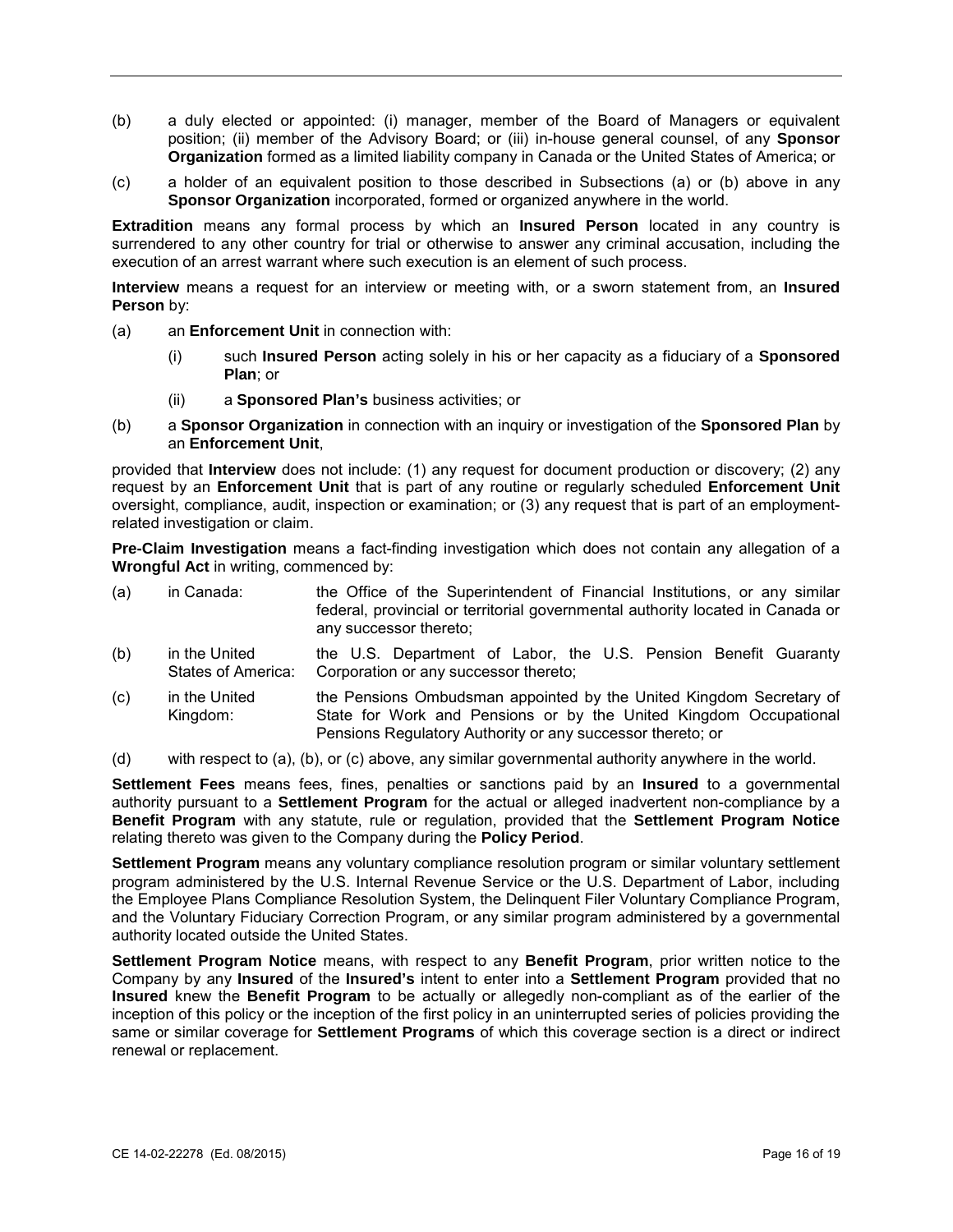(b) a duly elected or appointed: (i) manager, member of the Board of Managers or equivalent position; (ii) member of the Advisory Board; or (iii) in-house general counsel, of any **Sponsor Organization** formed as a limited liability company in Canada or the United States of America; or

(c) a holder of an equivalent position to those described in Subsections (a) or (b) above in any **Sponsor Organization** incorporated, formed or organized anywhere in the world.

**Extradition** means any formal process by which an **Insured Person** located in any country is surrendered to any other country for trial or otherwise to answer any criminal accusation, including the execution of an arrest warrant where such execution is an element of such process.

**Interview** means a request for an interview or meeting with, or a sworn statement from, an **Insured Person** by:

(a) an **Enforcement Unit** in connection with:

  (i) such **Insured Person** acting solely in his or her capacity as a fiduciary of a **Sponsored Plan**; or

  (ii) a **Sponsored Plan's** business activities; or

(b) a **Sponsor Organization** in connection with an inquiry or investigation of the **Sponsored Plan** by an **Enforcement Unit**,

provided that **Interview** does not include: (1) any request for document production or discovery; (2) any request by an **Enforcement Unit** that is part of any routine or regularly scheduled **Enforcement Unit** oversight, compliance, audit, inspection or examination; or (3) any request that is part of an employment-related investigation or claim.

**Pre-Claim Investigation** means a fact-finding investigation which does not contain any allegation of a **Wrongful Act** in writing, commenced by:

(a) in Canada: the Office of the Superintendent of Financial Institutions, or any similar federal, provincial or territorial governmental authority located in Canada or any successor thereto;

(b) in the United States of America: the U.S. Department of Labor, the U.S. Pension Benefit Guaranty Corporation or any successor thereto;

(c) in the United Kingdom: the Pensions Ombudsman appointed by the United Kingdom Secretary of State for Work and Pensions or by the United Kingdom Occupational Pensions Regulatory Authority or any successor thereto; or

(d) with respect to (a), (b), or (c) above, any similar governmental authority anywhere in the world.

**Settlement Fees** means fees, fines, penalties or sanctions paid by an **Insured** to a governmental authority pursuant to a **Settlement Program** for the actual or alleged inadvertent non-compliance by a **Benefit Program** with any statute, rule or regulation, provided that the **Settlement Program Notice** relating thereto was given to the Company during the **Policy Period**.

**Settlement Program** means any voluntary compliance resolution program or similar voluntary settlement program administered by the U.S. Internal Revenue Service or the U.S. Department of Labor, including the Employee Plans Compliance Resolution System, the Delinquent Filer Voluntary Compliance Program, and the Voluntary Fiduciary Correction Program, or any similar program administered by a governmental authority located outside the United States.

**Settlement Program Notice** means, with respect to any **Benefit Program**, prior written notice to the Company by any **Insured** of the **Insured's** intent to enter into a **Settlement Program** provided that no **Insured** knew the **Benefit Program** to be actually or allegedly non-compliant as of the earlier of the inception of this policy or the inception of the first policy in an uninterrupted series of policies providing the same or similar coverage for **Settlement Programs** of which this coverage section is a direct or indirect renewal or replacement.

CE 14-02-22278 (Ed. 08/2015)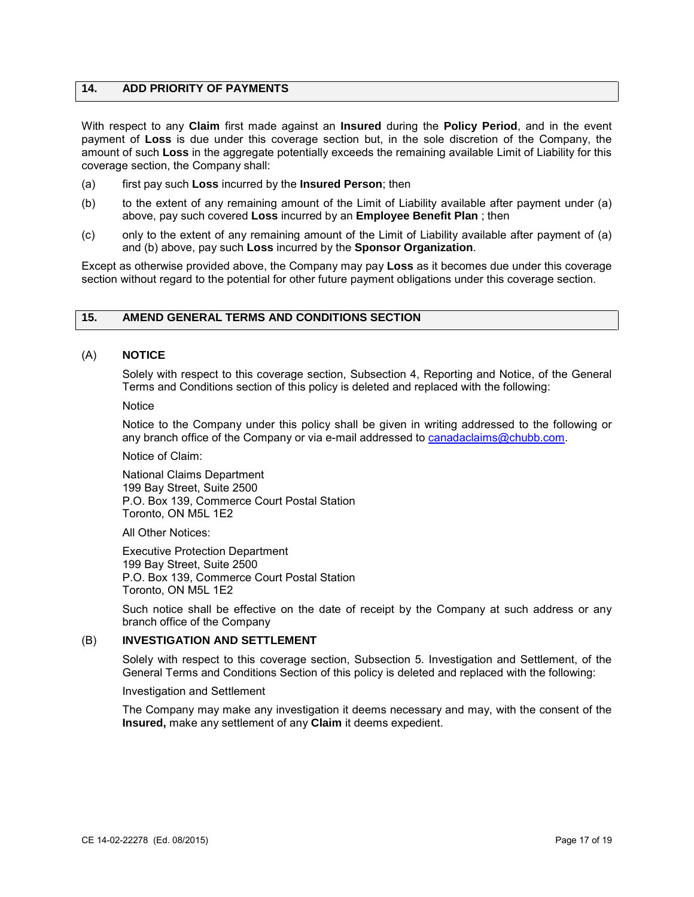## 14. ADD PRIORITY OF PAYMENTS

With respect to any **Claim** first made against an **Insured** during the **Policy Period**, and in the event payment of **Loss** is due under this coverage section but, in the sole discretion of the Company, the amount of such **Loss** in the aggregate potentially exceeds the remaining available Limit of Liability for this coverage section, the Company shall:

(a) first pay such **Loss** incurred by the **Insured Person**; then

(b) to the extent of any remaining amount of the Limit of Liability available after payment under (a) above, pay such covered **Loss** incurred by an **Employee Benefit Plan** ; then

(c) only to the extent of any remaining amount of the Limit of Liability available after payment of (a) and (b) above, pay such **Loss** incurred by the **Sponsor Organization**.

Except as otherwise provided above, the Company may pay **Loss** as it becomes due under this coverage section without regard to the potential for other future payment obligations under this coverage section.

## 15. AMEND GENERAL TERMS AND CONDITIONS SECTION

### (A) NOTICE

Solely with respect to this coverage section, Subsection 4, Reporting and Notice, of the General Terms and Conditions section of this policy is deleted and replaced with the following:

Notice

Notice to the Company under this policy shall be given in writing addressed to the following or any branch office of the Company or via e-mail addressed to canadaclaims@chubb.com.

Notice of Claim:

National Claims Department
199 Bay Street, Suite 2500
P.O. Box 139, Commerce Court Postal Station
Toronto, ON M5L 1E2

All Other Notices:

Executive Protection Department
199 Bay Street, Suite 2500
P.O. Box 139, Commerce Court Postal Station
Toronto, ON M5L 1E2

Such notice shall be effective on the date of receipt by the Company at such address or any branch office of the Company

### (B) INVESTIGATION AND SETTLEMENT

Solely with respect to this coverage section, Subsection 5. Investigation and Settlement, of the General Terms and Conditions Section of this policy is deleted and replaced with the following:

Investigation and Settlement

The Company may make any investigation it deems necessary and may, with the consent of the **Insured,** make any settlement of any **Claim** it deems expedient.

CE 14-02-22278 (Ed. 08/2015)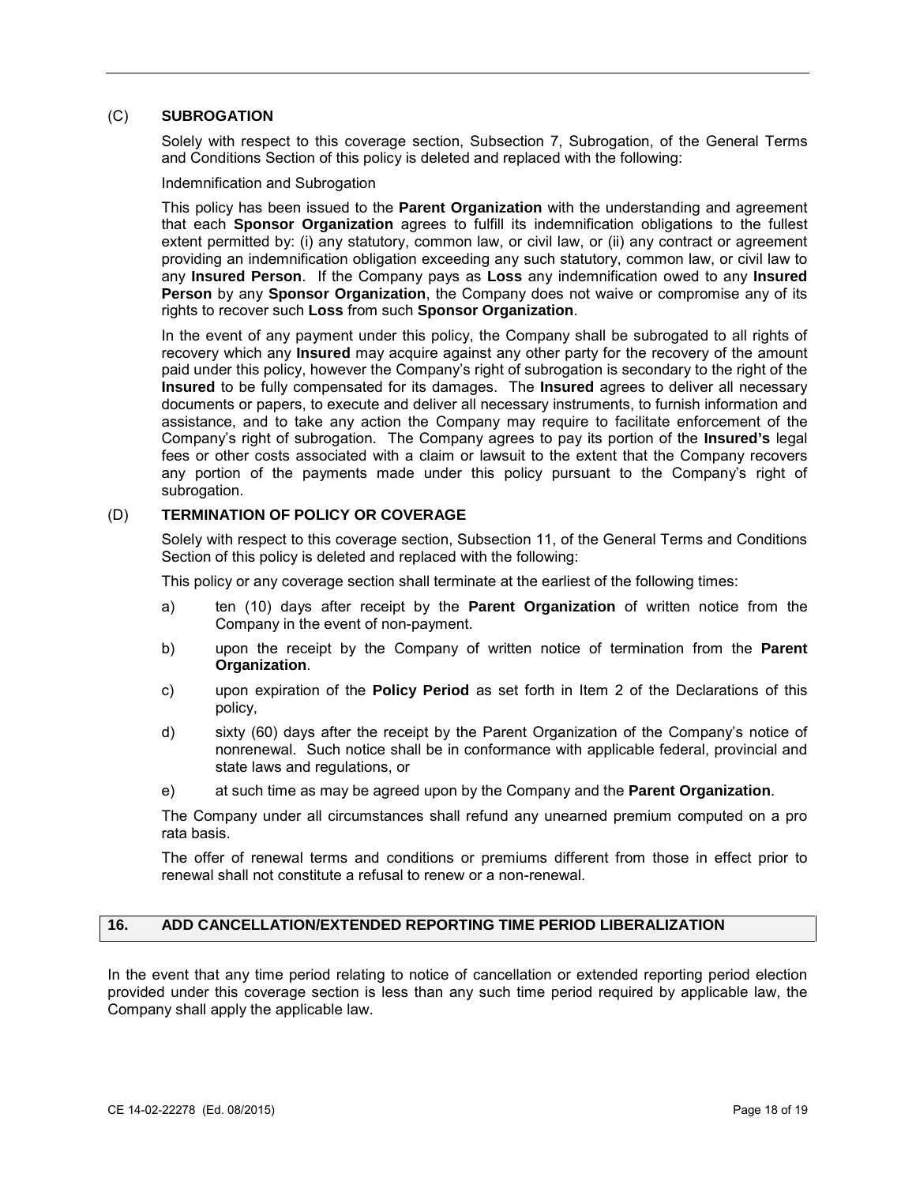### (C) **SUBROGATION**

Solely with respect to this coverage section, Subsection 7, Subrogation, of the General Terms and Conditions Section of this policy is deleted and replaced with the following:

Indemnification and Subrogation

This policy has been issued to the **Parent Organization** with the understanding and agreement that each **Sponsor Organization** agrees to fulfill its indemnification obligations to the fullest extent permitted by: (i) any statutory, common law, or civil law, or (ii) any contract or agreement providing an indemnification obligation exceeding any such statutory, common law, or civil law to any **Insured Person**. If the Company pays as **Loss** any indemnification owed to any **Insured Person** by any **Sponsor Organization**, the Company does not waive or compromise any of its rights to recover such **Loss** from such **Sponsor Organization**.

In the event of any payment under this policy, the Company shall be subrogated to all rights of recovery which any **Insured** may acquire against any other party for the recovery of the amount paid under this policy, however the Company's right of subrogation is secondary to the right of the **Insured** to be fully compensated for its damages. The **Insured** agrees to deliver all necessary documents or papers, to execute and deliver all necessary instruments, to furnish information and assistance, and to take any action the Company may require to facilitate enforcement of the Company's right of subrogation. The Company agrees to pay its portion of the **Insured's** legal fees or other costs associated with a claim or lawsuit to the extent that the Company recovers any portion of the payments made under this policy pursuant to the Company's right of subrogation.

### (D) **TERMINATION OF POLICY OR COVERAGE**

Solely with respect to this coverage section, Subsection 11, of the General Terms and Conditions Section of this policy is deleted and replaced with the following:

This policy or any coverage section shall terminate at the earliest of the following times:

a) ten (10) days after receipt by the **Parent Organization** of written notice from the Company in the event of non-payment.

b) upon the receipt by the Company of written notice of termination from the **Parent Organization**.

c) upon expiration of the **Policy Period** as set forth in Item 2 of the Declarations of this policy,

d) sixty (60) days after the receipt by the Parent Organization of the Company's notice of nonrenewal. Such notice shall be in conformance with applicable federal, provincial and state laws and regulations, or

e) at such time as may be agreed upon by the Company and the **Parent Organization**.

The Company under all circumstances shall refund any unearned premium computed on a pro rata basis.

The offer of renewal terms and conditions or premiums different from those in effect prior to renewal shall not constitute a refusal to renew or a non-renewal.

## 16. ADD CANCELLATION/EXTENDED REPORTING TIME PERIOD LIBERALIZATION

In the event that any time period relating to notice of cancellation or extended reporting period election provided under this coverage section is less than any such time period required by applicable law, the Company shall apply the applicable law.

CE 14-02-22278 (Ed. 08/2015)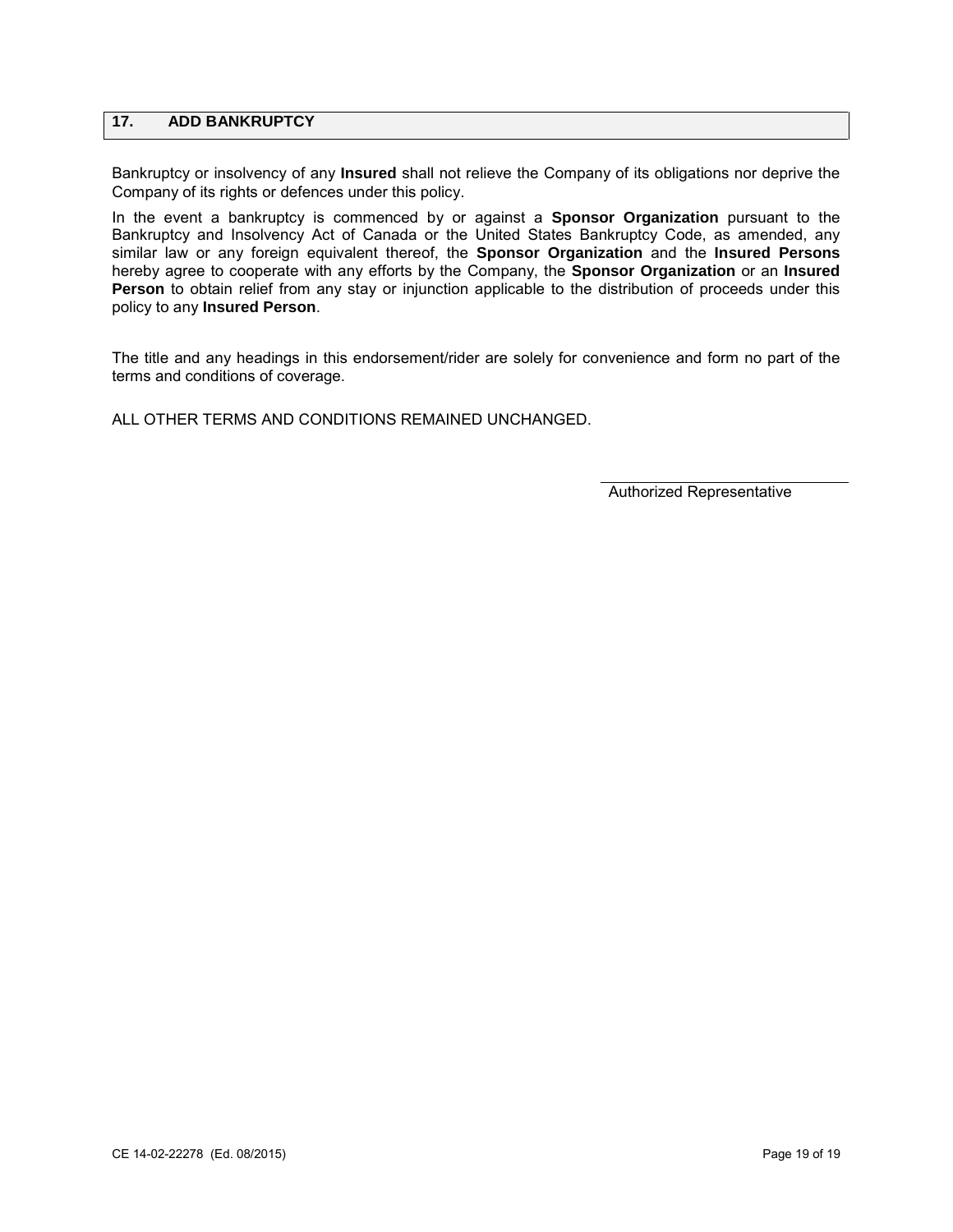## 17. ADD BANKRUPTCY

Bankruptcy or insolvency of any **Insured** shall not relieve the Company of its obligations nor deprive the Company of its rights or defences under this policy.

In the event a bankruptcy is commenced by or against a **Sponsor Organization** pursuant to the Bankruptcy and Insolvency Act of Canada or the United States Bankruptcy Code, as amended, any similar law or any foreign equivalent thereof, the **Sponsor Organization** and the **Insured Persons** hereby agree to cooperate with any efforts by the Company, the **Sponsor Organization** or an **Insured Person** to obtain relief from any stay or injunction applicable to the distribution of proceeds under this policy to any **Insured Person**.

The title and any headings in this endorsement/rider are solely for convenience and form no part of the terms and conditions of coverage.

ALL OTHER TERMS AND CONDITIONS REMAINED UNCHANGED.

Authorized Representative

CE 14-02-22278 (Ed. 08/2015)